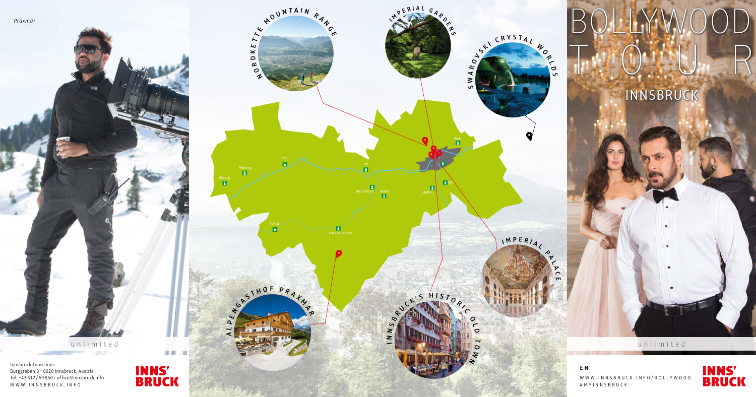*Praxmar*

unlimited

Innsbruck Tourismus
Burggraben 3 • 6020 Innsbruck, Austria
Tel. +43 512 / 59 850 • office@innsbruck.info
WWW.INNSBRUCK.INFO

INNS'BRUCK

NORDKETTE MOUNTAIN RANGE

IMPERIAL GARDENS

SWAROVSKI CRYSTAL WORLDS

IMPERIAL PALACE

INNSBRUCK'S HISTORIC OLD TOWN

ALPENGASTHOF PRAXMAR

Obsteig

Mieming

Telfs

Zirl

Oberperfuss

Axams

Mutters

Rum

Kühtai

Gries im Sellrain

# BOLLYWOOD TOUR

## INNSBRUCK

unlimited

EN

WWW.INNSBRUCK.INFO/BOLLYWOOD
#MYINNSBRUCK

INNS'BRUCK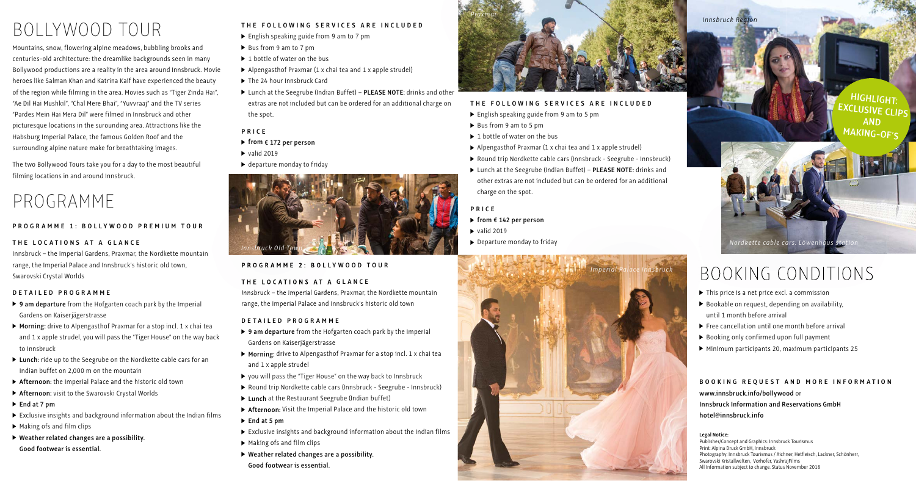# BOLLYWOOD TOUR

Mountains, snow, flowering alpine meadows, bubbling brooks and centuries-old architecture: the dreamlike backgrounds seen in many Bollywood productions are a reality in the area around Innsbruck. Movie heroes like Salman Khan and Katrina Kaif have experienced the beauty of the region while filming in the area. Movies such as "Tiger Zinda Hai", "Ae Dil Hai Mushkil", "Chal Mere Bhai", "Yuvvraaj" and the TV series "Pardes Mein Hai Mera Dil" were filmed in Innsbruck and other picturesque locations in the surounding area. Attractions like the Habsburg Imperial Palace, the famous Golden Roof and the surrounding alpine nature make for breathtaking images.

The two Bollywood Tours take you for a day to the most beautiful filming locations in and around Innsbruck.

# PROGRAMME

## PROGRAMME 1: BOLLYWOOD PREMIUM TOUR

### THE LOCATIONS AT A GLANCE

Innsbruck – the Imperial Gardens, Praxmar, the Nordkette mountain range, the Imperial Palace and Innsbruck's historic old town, Swarovski Crystal Worlds

### DETAILED PROGRAMME

- **9 am departure** from the Hofgarten coach park by the Imperial Gardens on Kaiserjägerstrasse
- **Morning:** drive to Alpengasthof Praxmar for a stop incl. 1 x chai tea and 1 x apple strudel, you will pass the "Tiger House" on the way back to Innsbruck
- **Lunch:** ride up to the Seegrube on the Nordkette cable cars for an Indian buffet on 2,000 m on the mountain
- **Afternoon:** the Imperial Palace and the historic old town
- **Afternoon:** visit to the Swarovski Crystal Worlds
- **End at 7 pm**
- Exclusive insights and background information about the Indian films
- Making ofs and film clips
- **Weather related changes are a possibility. Good footwear is essential.**

### THE FOLLOWING SERVICES ARE INCLUDED

- English speaking guide from 9 am to 7 pm
- Bus from 9 am to 7 pm
- 1 bottle of water on the bus
- Alpengasthof Praxmar (1 x chai tea and 1 x apple strudel)
- The 24 hour Innsbruck Card
- Lunch at the Seegrube (Indian Buffet) – **PLEASE NOTE:** drinks and other extras are not included but can be ordered for an additional charge on the spot.

### PRICE

- **from € 172 per person**
- valid 2019
- departure monday to friday

*Innsbruck Old Town*

## PROGRAMME 2: BOLLYWOOD TOUR

### THE LOCATIONS AT A GLANCE

Innsbruck – the Imperial Gardens, Praxmar, the Nordkette mountain range, the Imperial Palace and Innsbruck's historic old town

### DETAILED PROGRAMME

- **9 am departure** from the Hofgarten coach park by the Imperial Gardens on Kaiserjägerstrasse
- **Morning:** drive to Alpengasthof Praxmar for a stop incl. 1 x chai tea and 1 x apple strudel
- you will pass the "Tiger House" on the way back to Innsbruck
- Round trip Nordkette cable cars (Innsbruck - Seegrube - Innsbruck)
- **Lunch** at the Restaurant Seegrube (Indian buffet)
- **Afternoon:** Visit the Imperial Palace and the historic old town
- **End at 5 pm**
- Exclusive insights and background information about the Indian films
- Making ofs and film clips
- **Weather related changes are a possibility. Good footwear is essential.**

*Praxmar*

### THE FOLLOWING SERVICES ARE INCLUDED

- English speaking guide from 9 am to 5 pm
- Bus from 9 am to 5 pm
- 1 bottle of water on the bus
- Alpengasthof Praxmar (1 x chai tea and 1 x apple strudel)
- Round trip Nordkette cable cars (Innsbruck - Seegrube - Innsbruck)
- Lunch at the Seegrube (Indian Buffet) – **PLEASE NOTE:** drinks and other extras are not included but can be ordered for an additional charge on the spot.

### PRICE

- **from € 142 per person**
- valid 2019
- Departure monday to friday

*Imperial Palace Innsbruck*

*Innsbruck Region*

**HIGHLIGHT: EXCLUSIVE CLIPS AND MAKING-OF'S**

*Nordkette cable cars: Löwenhaus station*

# BOOKING CONDITIONS

- This price is a net price excl. a commission
- Bookable on request, depending on availability, until 1 month before arrival
- Free cancellation until one month before arrival
- Booking only confirmed upon full payment
- Minimum participants 20, maximum participants 25

### BOOKING REQUEST AND MORE INFORMATION

**www.innsbruck.info/bollywood** or
**Innsbruck Information and Reservations GmbH**
**hotel@innsbruck.info**

**Legal Notice:**
Publisher/Concept and Graphics: Innsbruck Tourismus
Print: Alpina Druck GmbH, Innsbruck
Photography: Innsbruck Tourismus / Aichner, Hetfleisch, Lackner, Schönherr, Swarovski Kristallwelten, Vorhofer, YashrajFilms
All Information subject to change. Status November 2018